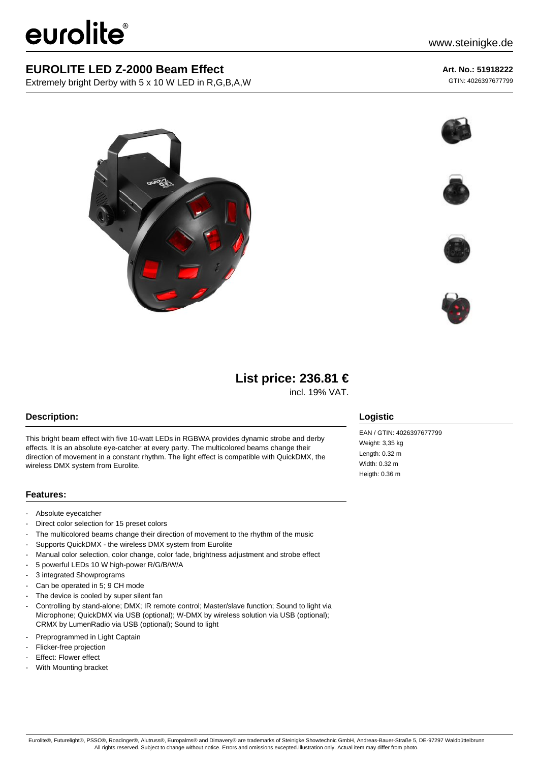# EUROLITE LED Z-2000 Beam Effect

Extremely bright Derby with 5 x 10 W LED in R,G,B,A,W

**Art. No.: 51918222**

GTIN: 4026397677799

**List price: 236.81 €**

incl. 19% VAT.

## Description:

This bright beam effect with five 10-watt LEDs in RGBWA provides dynamic strobe and derby effects. It is an absolute eye-catcher at every party. The multicolored beams change their direction of movement in a constant rhythm. The light effect is compatible with QuickDMX, the wireless DMX system from Eurolite.

## Features:

- Absolute eyecatcher
- Direct color selection for 15 preset colors
- The multicolored beams change their direction of movement to the rhythm of the music
- Supports QuickDMX - the wireless DMX system from Eurolite
- Manual color selection, color change, color fade, brightness adjustment and strobe effect
- 5 powerful LEDs 10 W high-power R/G/B/W/A
- 3 integrated Showprograms
- Can be operated in 5; 9 CH mode
- The device is cooled by super silent fan
- Controlling by stand-alone; DMX; IR remote control; Master/slave function; Sound to light via Microphone; QuickDMX via USB (optional); W-DMX by wireless solution via USB (optional); CRMX by LumenRadio via USB (optional); Sound to light
- Preprogrammed in Light Captain
- Flicker-free projection
- Effect: Flower effect
- With Mounting bracket

## Logistic

EAN / GTIN: 4026397677799

Weight: 3,35 kg

Length: 0.32 m

Width: 0.32 m

Heigth: 0.36 m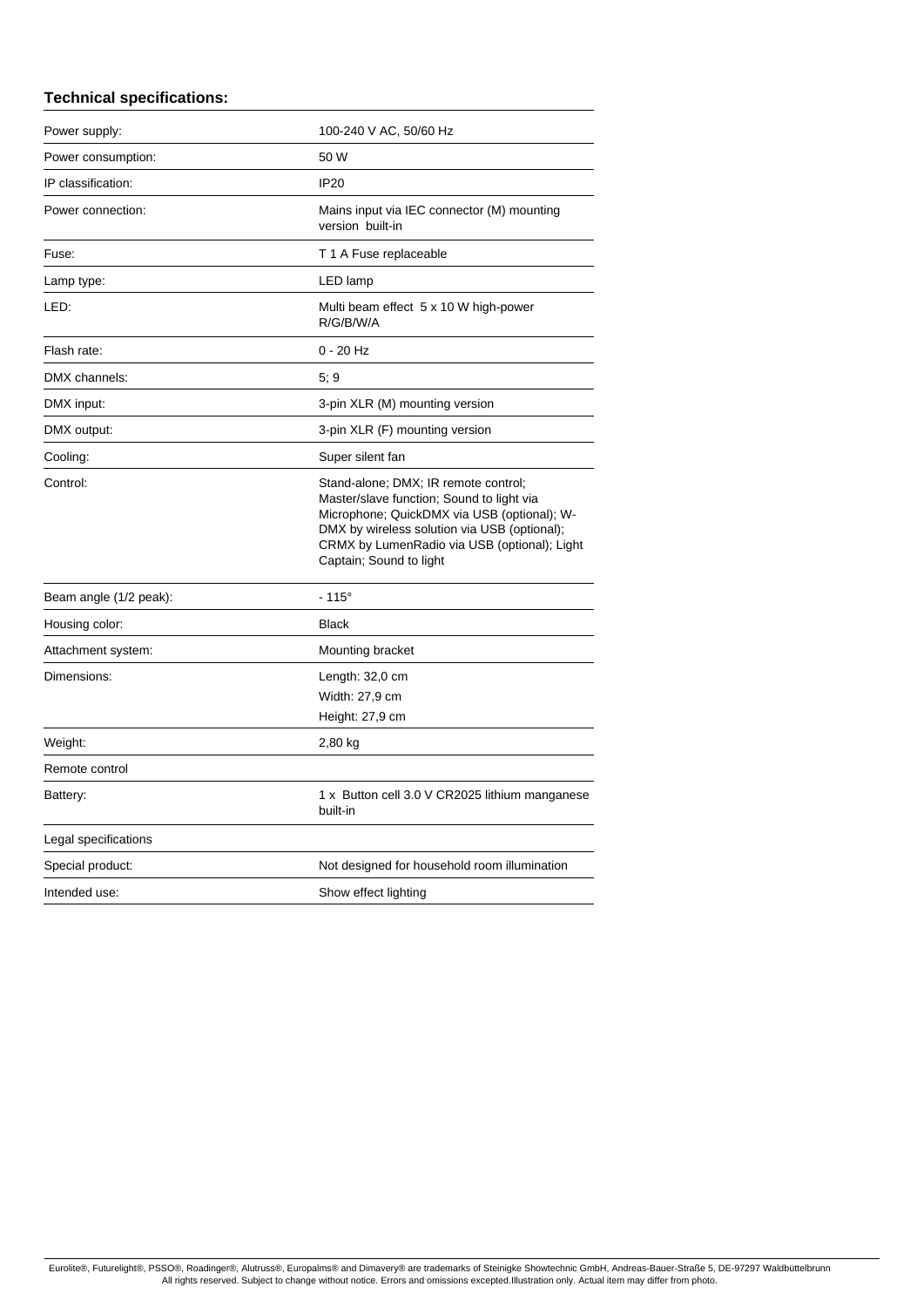### Technical specifications:

| | |
|---|---|
| Power supply: | 100-240 V AC, 50/60 Hz |
| Power consumption: | 50 W |
| IP classification: | IP20 |
| Power connection: | Mains input via IEC connector (M) mounting version built-in |
| Fuse: | T 1 A Fuse replaceable |
| Lamp type: | LED lamp |
| LED: | Multi beam effect 5 x 10 W high-power R/G/B/W/A |
| Flash rate: | 0 - 20 Hz |
| DMX channels: | 5; 9 |
| DMX input: | 3-pin XLR (M) mounting version |
| DMX output: | 3-pin XLR (F) mounting version |
| Cooling: | Super silent fan |
| Control: | Stand-alone; DMX; IR remote control; Master/slave function; Sound to light via Microphone; QuickDMX via USB (optional); W-DMX by wireless solution via USB (optional); CRMX by LumenRadio via USB (optional); Light Captain; Sound to light |
| Beam angle (1/2 peak): | - 115° |
| Housing color: | Black |
| Attachment system: | Mounting bracket |
| Dimensions: | Length: 32,0 cm<br>Width: 27,9 cm<br>Height: 27,9 cm |
| Weight: | 2,80 kg |
| Remote control | |
| Battery: | 1 x Button cell 3.0 V CR2025 lithium manganese built-in |
| Legal specifications | |
| Special product: | Not designed for household room illumination |
| Intended use: | Show effect lighting |

Eurolite®, Futurelight®, PSSO®, Roadinger®, Alutruss®, Europalms® and Dimavery® are trademarks of Steinigke Showtechnic GmbH, Andreas-Bauer-Straße 5, DE-97297 Waldbüttelbrunn
All rights reserved. Subject to change without notice. Errors and omissions excepted.Illustration only. Actual item may differ from photo.